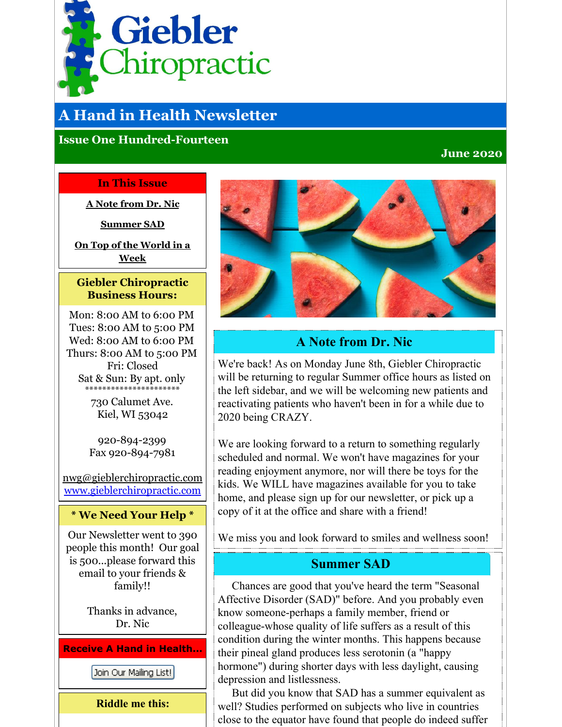# Giebler Chiropractic

## A Hand in Health Newsletter

**Issue One Hundred-Fourteen**

**June 2020**

### In This Issue

A Note from Dr. Nic

Summer SAD

On Top of the World in a Week

### Giebler Chiropractic Business Hours:

Mon: 8:00 AM to 6:00 PM
Tues: 8:00 AM to 5:00 PM
Wed: 8:00 AM to 6:00 PM
Thurs: 8:00 AM to 5:00 PM
Fri: Closed
Sat & Sun: By apt. only

**********************

730 Calumet Ave.
Kiel, WI 53042

920-894-2399
Fax 920-894-7981

nwg@gieblerchiropractic.com
www.gieblerchiropractic.com

### * We Need Your Help *

Our Newsletter went to 390 people this month! Our goal is 500...please forward this email to your friends & family!!

Thanks in advance,
Dr. Nic

### Receive A Hand in Health...

Join Our Mailing List!

### Riddle me this:

## A Note from Dr. Nic

We're back! As on Monday June 8th, Giebler Chiropractic will be returning to regular Summer office hours as listed on the left sidebar, and we will be welcoming new patients and reactivating patients who haven't been in for a while due to 2020 being CRAZY.

We are looking forward to a return to something regularly scheduled and normal. We won't have magazines for your reading enjoyment anymore, nor will there be toys for the kids. We WILL have magazines available for you to take home, and please sign up for our newsletter, or pick up a copy of it at the office and share with a friend!

We miss you and look forward to smiles and wellness soon!

## Summer SAD

Chances are good that you've heard the term "Seasonal Affective Disorder (SAD)" before. And you probably even know someone-perhaps a family member, friend or colleague-whose quality of life suffers as a result of this condition during the winter months. This happens because their pineal gland produces less serotonin (a "happy hormone") during shorter days with less daylight, causing depression and listlessness.

But did you know that SAD has a summer equivalent as well? Studies performed on subjects who live in countries close to the equator have found that people do indeed suffer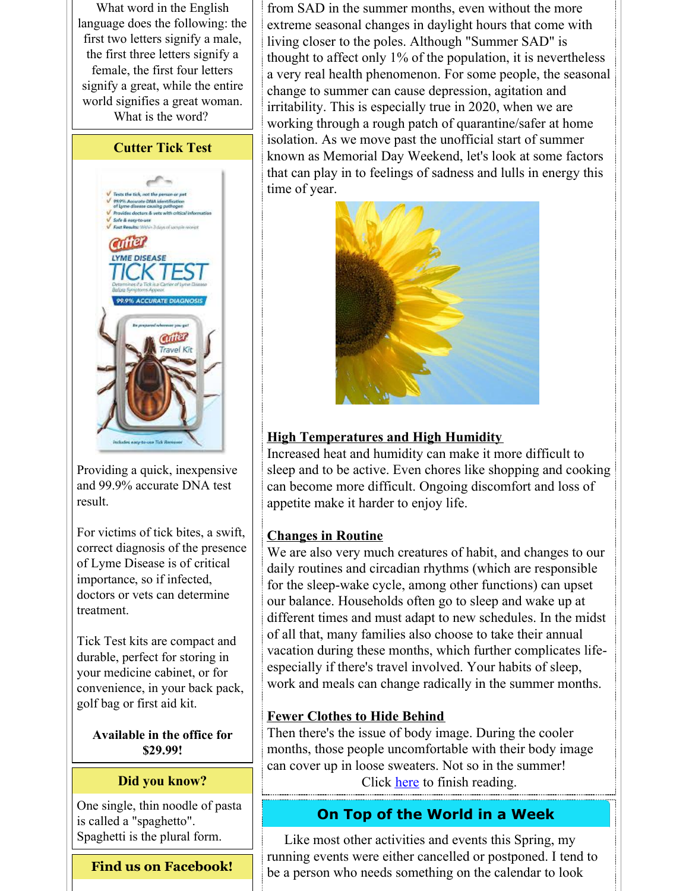What word in the English language does the following: the first two letters signify a male, the first three letters signify a female, the first four letters signify a great, while the entire world signifies a great woman. What is the word?

## Cutter Tick Test

Providing a quick, inexpensive and 99.9% accurate DNA test result.

For victims of tick bites, a swift, correct diagnosis of the presence of Lyme Disease is of critical importance, so if infected, doctors or vets can determine treatment.

Tick Test kits are compact and durable, perfect for storing in your medicine cabinet, or for convenience, in your back pack, golf bag or first aid kit.

**Available in the office for $29.99!**

## Did you know?

One single, thin noodle of pasta is called a "spaghetto". Spaghetti is the plural form.

## Find us on Facebook!

from SAD in the summer months, even without the more extreme seasonal changes in daylight hours that come with living closer to the poles. Although "Summer SAD" is thought to affect only 1% of the population, it is nevertheless a very real health phenomenon. For some people, the seasonal change to summer can cause depression, agitation and irritability. This is especially true in 2020, when we are working through a rough patch of quarantine/safer at home isolation. As we move past the unofficial start of summer known as Memorial Day Weekend, let's look at some factors that can play in to feelings of sadness and lulls in energy this time of year.

### High Temperatures and High Humidity

Increased heat and humidity can make it more difficult to sleep and to be active. Even chores like shopping and cooking can become more difficult. Ongoing discomfort and loss of appetite make it harder to enjoy life.

### Changes in Routine

We are also very much creatures of habit, and changes to our daily routines and circadian rhythms (which are responsible for the sleep-wake cycle, among other functions) can upset our balance. Households often go to sleep and wake up at different times and must adapt to new schedules. In the midst of all that, many families also choose to take their annual vacation during these months, which further complicates life- especially if there's travel involved. Your habits of sleep, work and meals can change radically in the summer months.

### Fewer Clothes to Hide Behind

Then there's the issue of body image. During the cooler months, those people uncomfortable with their body image can cover up in loose sweaters. Not so in the summer!

Click here to finish reading.

## On Top of the World in a Week

Like most other activities and events this Spring, my running events were either cancelled or postponed. I tend to be a person who needs something on the calendar to look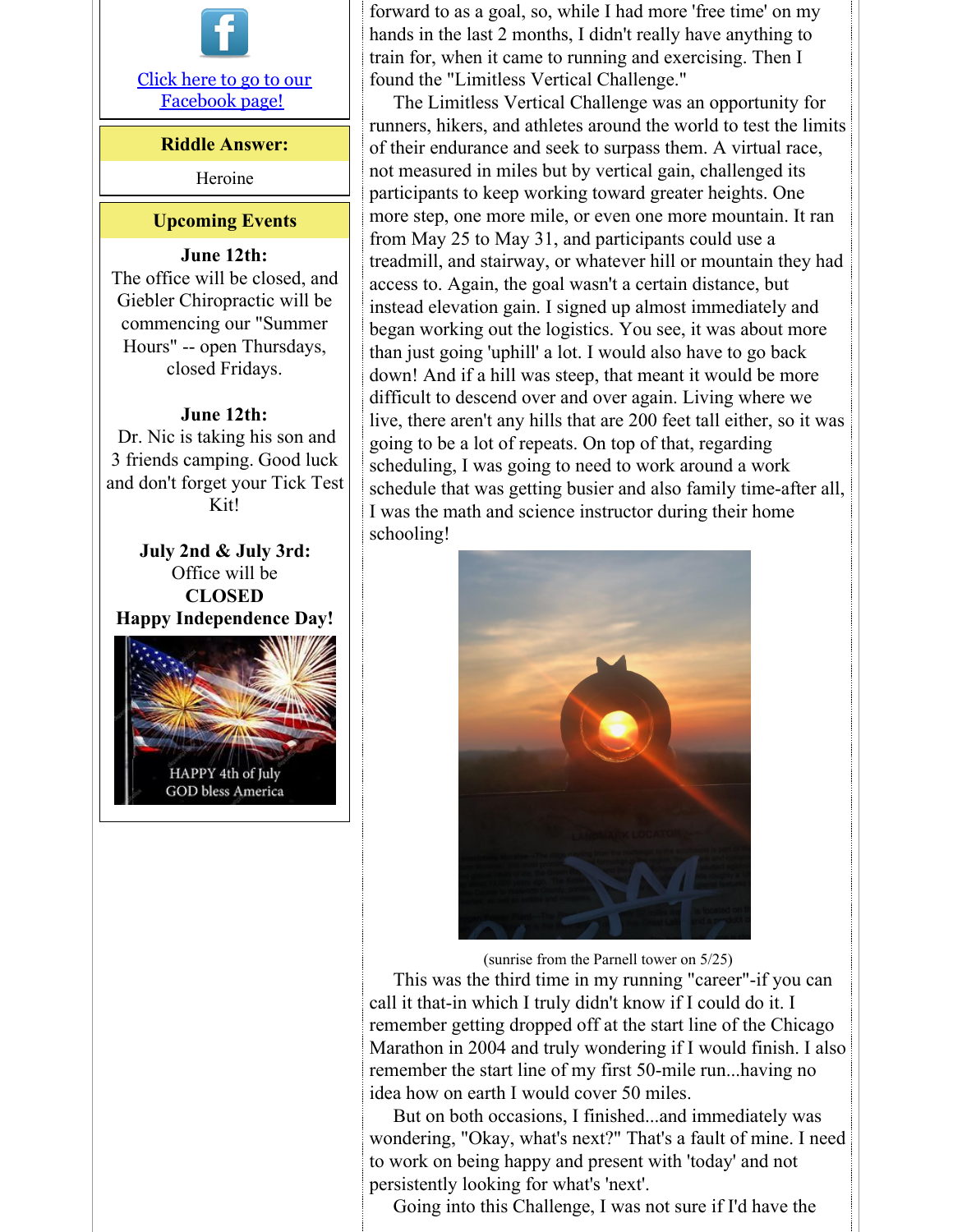[Click here to go to our Facebook page!]

**Riddle Answer:**

Heroine

**Upcoming Events**

**June 12th:**
The office will be closed, and Giebler Chiropractic will be commencing our "Summer Hours" -- open Thursdays, closed Fridays.

**June 12th:**
Dr. Nic is taking his son and 3 friends camping. Good luck and don't forget your Tick Test Kit!

**July 2nd & July 3rd:**
Office will be
**CLOSED**
**Happy Independence Day!**

forward to as a goal, so, while I had more 'free time' on my hands in the last 2 months, I didn't really have anything to train for, when it came to running and exercising. Then I found the "Limitless Vertical Challenge."

The Limitless Vertical Challenge was an opportunity for runners, hikers, and athletes around the world to test the limits of their endurance and seek to surpass them. A virtual race, not measured in miles but by vertical gain, challenged its participants to keep working toward greater heights. One more step, one more mile, or even one more mountain. It ran from May 25 to May 31, and participants could use a treadmill, and stairway, or whatever hill or mountain they had access to. Again, the goal wasn't a certain distance, but instead elevation gain. I signed up almost immediately and began working out the logistics. You see, it was about more than just going 'uphill' a lot. I would also have to go back down! And if a hill was steep, that meant it would be more difficult to descend over and over again. Living where we live, there aren't any hills that are 200 feet tall either, so it was going to be a lot of repeats. On top of that, regarding scheduling, I was going to need to work around a work schedule that was getting busier and also family time-after all, I was the math and science instructor during their home schooling!

(sunrise from the Parnell tower on 5/25)

This was the third time in my running "career"-if you can call it that-in which I truly didn't know if I could do it. I remember getting dropped off at the start line of the Chicago Marathon in 2004 and truly wondering if I would finish. I also remember the start line of my first 50-mile run...having no idea how on earth I would cover 50 miles.

But on both occasions, I finished...and immediately was wondering, "Okay, what's next?" That's a fault of mine. I need to work on being happy and present with 'today' and not persistently looking for what's 'next'.

Going into this Challenge, I was not sure if I'd have the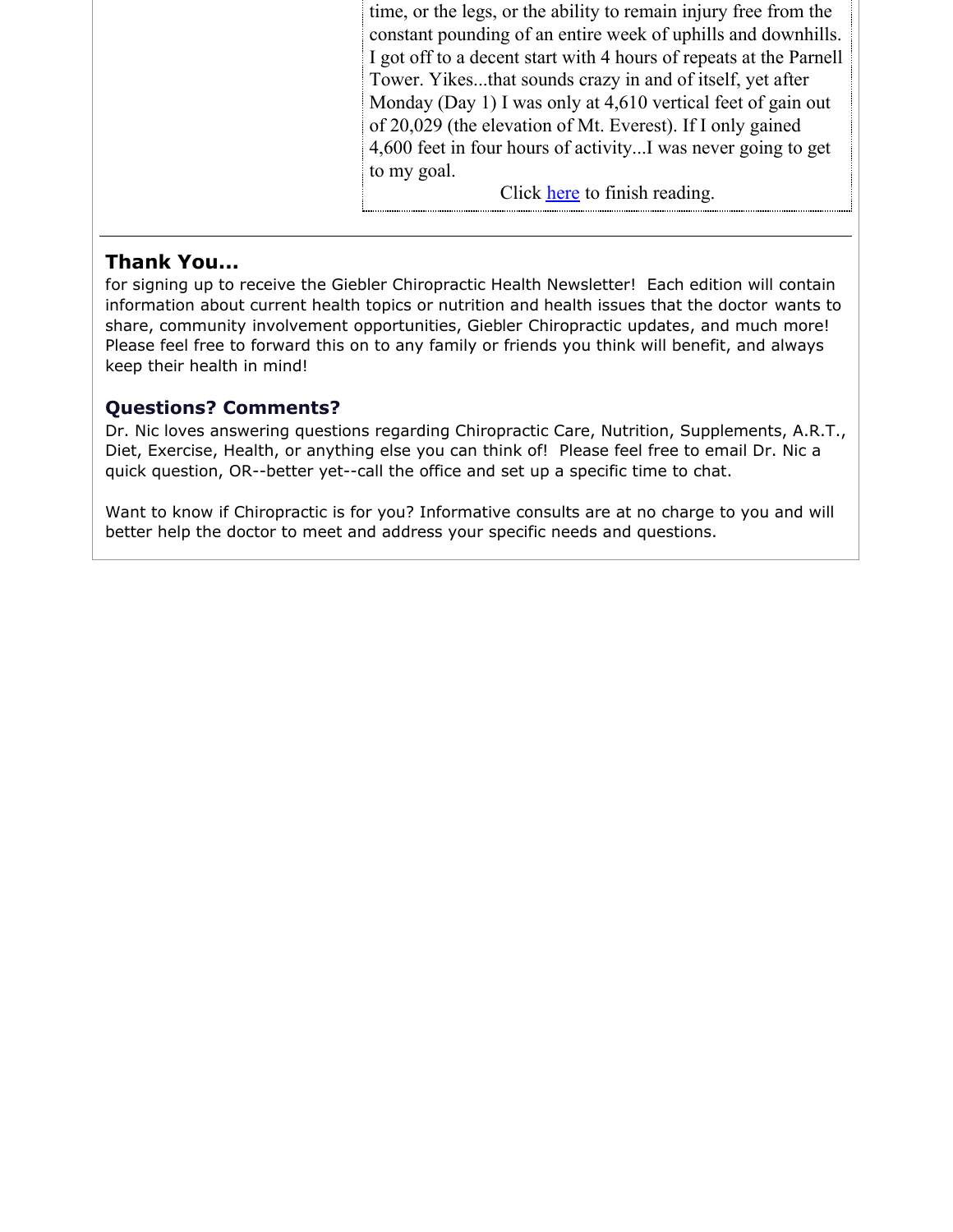time, or the legs, or the ability to remain injury free from the constant pounding of an entire week of uphills and downhills. I got off to a decent start with 4 hours of repeats at the Parnell Tower. Yikes...that sounds crazy in and of itself, yet after Monday (Day 1) I was only at 4,610 vertical feet of gain out of 20,029 (the elevation of Mt. Everest). If I only gained 4,600 feet in four hours of activity...I was never going to get to my goal.

Click here to finish reading.

---

## Thank You...

for signing up to receive the Giebler Chiropractic Health Newsletter! Each edition will contain information about current health topics or nutrition and health issues that the doctor wants to share, community involvement opportunities, Giebler Chiropractic updates, and much more! Please feel free to forward this on to any family or friends you think will benefit, and always keep their health in mind!

## Questions? Comments?

Dr. Nic loves answering questions regarding Chiropractic Care, Nutrition, Supplements, A.R.T., Diet, Exercise, Health, or anything else you can think of! Please feel free to email Dr. Nic a quick question, OR--better yet--call the office and set up a specific time to chat.

Want to know if Chiropractic is for you? Informative consults are at no charge to you and will better help the doctor to meet and address your specific needs and questions.